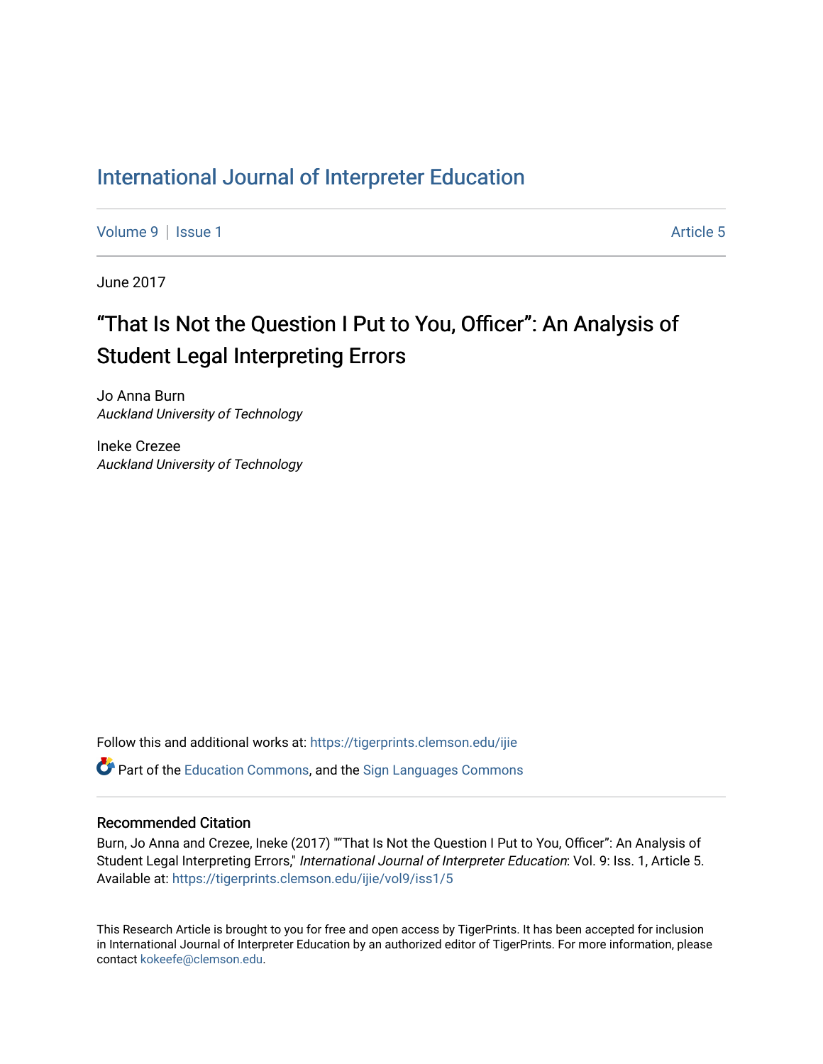# International Journal of Interpreter Education

Volume 9 | Issue 1 Article 5

June 2017

## "That Is Not the Question I Put to You, Officer": An Analysis of Student Legal Interpreting Errors

Jo Anna Burn
*Auckland University of Technology*

Ineke Crezee
*Auckland University of Technology*

Follow this and additional works at: https://tigerprints.clemson.edu/ijie

Part of the Education Commons, and the Sign Languages Commons

### Recommended Citation

Burn, Jo Anna and Crezee, Ineke (2017) ""That Is Not the Question I Put to You, Officer": An Analysis of Student Legal Interpreting Errors," *International Journal of Interpreter Education*: Vol. 9: Iss. 1, Article 5.
Available at: https://tigerprints.clemson.edu/ijie/vol9/iss1/5

This Research Article is brought to you for free and open access by TigerPrints. It has been accepted for inclusion in International Journal of Interpreter Education by an authorized editor of TigerPrints. For more information, please contact kokeefe@clemson.edu.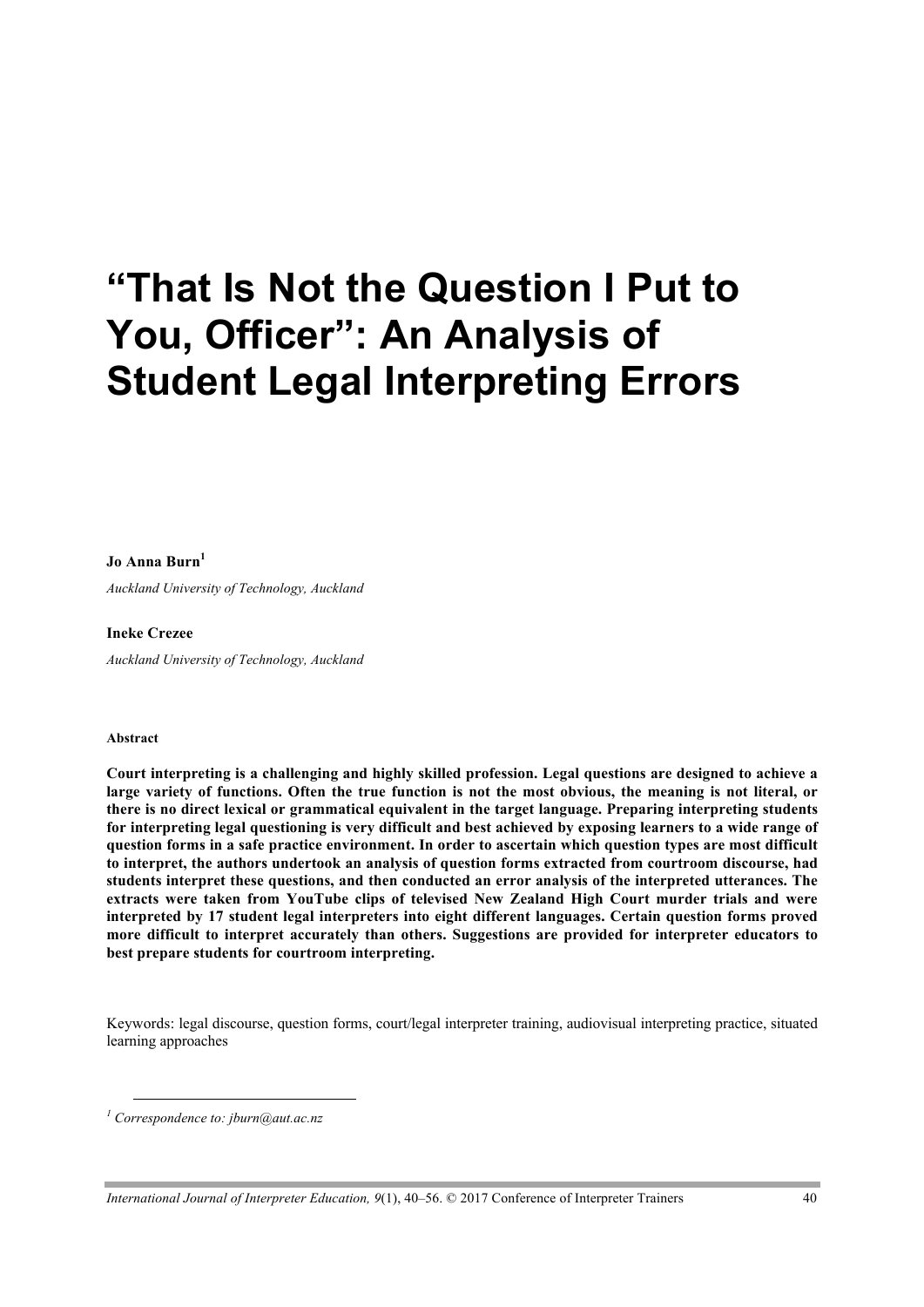# "That Is Not the Question I Put to You, Officer": An Analysis of Student Legal Interpreting Errors

**Jo Anna Burn**[1]

*Auckland University of Technology, Auckland*

**Ineke Crezee**

*Auckland University of Technology, Auckland*

#### Abstract

**Court interpreting is a challenging and highly skilled profession. Legal questions are designed to achieve a large variety of functions. Often the true function is not the most obvious, the meaning is not literal, or there is no direct lexical or grammatical equivalent in the target language. Preparing interpreting students for interpreting legal questioning is very difficult and best achieved by exposing learners to a wide range of question forms in a safe practice environment. In order to ascertain which question types are most difficult to interpret, the authors undertook an analysis of question forms extracted from courtroom discourse, had students interpret these questions, and then conducted an error analysis of the interpreted utterances. The extracts were taken from YouTube clips of televised New Zealand High Court murder trials and were interpreted by 17 student legal interpreters into eight different languages. Certain question forms proved more difficult to interpret accurately than others. Suggestions are provided for interpreter educators to best prepare students for courtroom interpreting.**

Keywords: legal discourse, question forms, court/legal interpreter training, audiovisual interpreting practice, situated learning approaches

---

[1] *Correspondence to: jburn@aut.ac.nz*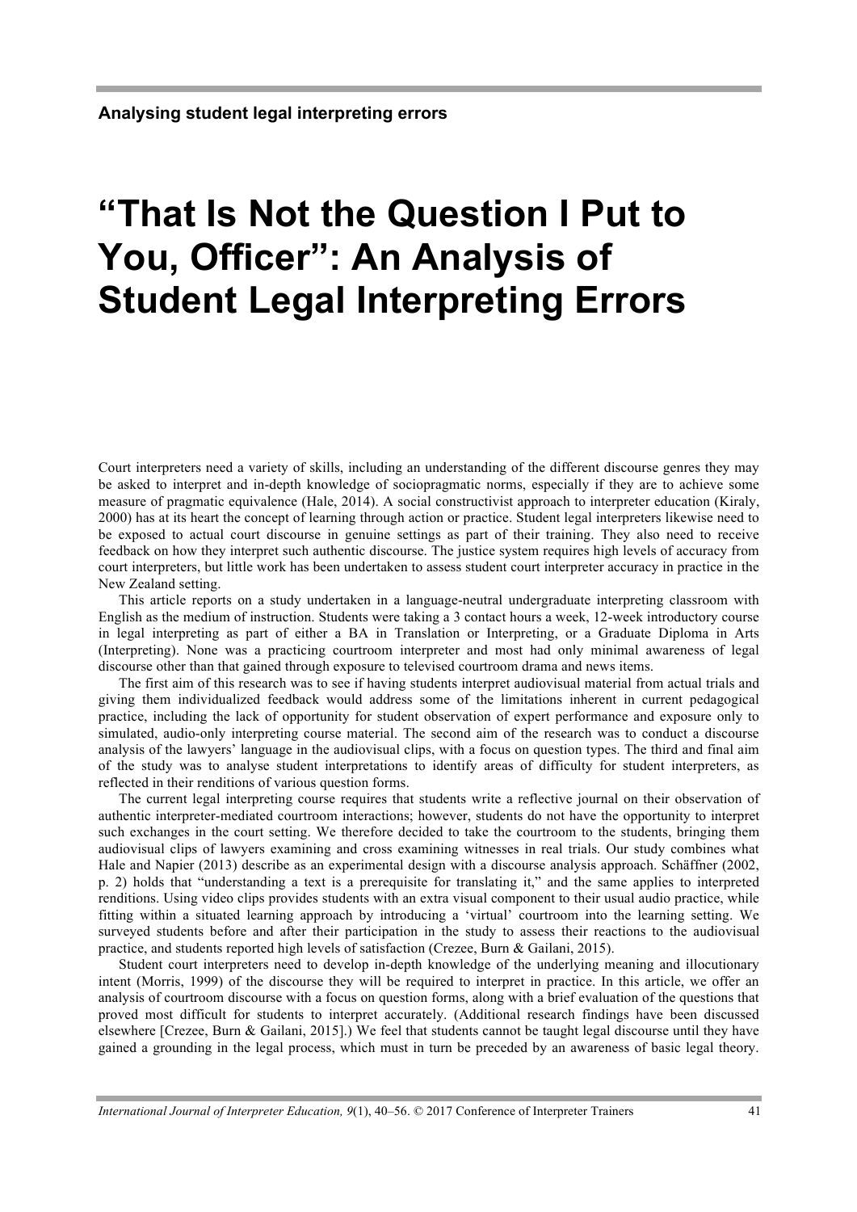# "That Is Not the Question I Put to You, Officer": An Analysis of Student Legal Interpreting Errors

Court interpreters need a variety of skills, including an understanding of the different discourse genres they may be asked to interpret and in-depth knowledge of sociopragmatic norms, especially if they are to achieve some measure of pragmatic equivalence (Hale, 2014). A social constructivist approach to interpreter education (Kiraly, 2000) has at its heart the concept of learning through action or practice. Student legal interpreters likewise need to be exposed to actual court discourse in genuine settings as part of their training. They also need to receive feedback on how they interpret such authentic discourse. The justice system requires high levels of accuracy from court interpreters, but little work has been undertaken to assess student court interpreter accuracy in practice in the New Zealand setting.

This article reports on a study undertaken in a language-neutral undergraduate interpreting classroom with English as the medium of instruction. Students were taking a 3 contact hours a week, 12-week introductory course in legal interpreting as part of either a BA in Translation or Interpreting, or a Graduate Diploma in Arts (Interpreting). None was a practicing courtroom interpreter and most had only minimal awareness of legal discourse other than that gained through exposure to televised courtroom drama and news items.

The first aim of this research was to see if having students interpret audiovisual material from actual trials and giving them individualized feedback would address some of the limitations inherent in current pedagogical practice, including the lack of opportunity for student observation of expert performance and exposure only to simulated, audio-only interpreting course material. The second aim of the research was to conduct a discourse analysis of the lawyers' language in the audiovisual clips, with a focus on question types. The third and final aim of the study was to analyse student interpretations to identify areas of difficulty for student interpreters, as reflected in their renditions of various question forms.

The current legal interpreting course requires that students write a reflective journal on their observation of authentic interpreter-mediated courtroom interactions; however, students do not have the opportunity to interpret such exchanges in the court setting. We therefore decided to take the courtroom to the students, bringing them audiovisual clips of lawyers examining and cross examining witnesses in real trials. Our study combines what Hale and Napier (2013) describe as an experimental design with a discourse analysis approach. Schäffner (2002, p. 2) holds that "understanding a text is a prerequisite for translating it," and the same applies to interpreted renditions. Using video clips provides students with an extra visual component to their usual audio practice, while fitting within a situated learning approach by introducing a 'virtual' courtroom into the learning setting. We surveyed students before and after their participation in the study to assess their reactions to the audiovisual practice, and students reported high levels of satisfaction (Crezee, Burn & Gailani, 2015).

Student court interpreters need to develop in-depth knowledge of the underlying meaning and illocutionary intent (Morris, 1999) of the discourse they will be required to interpret in practice. In this article, we offer an analysis of courtroom discourse with a focus on question forms, along with a brief evaluation of the questions that proved most difficult for students to interpret accurately. (Additional research findings have been discussed elsewhere [Crezee, Burn & Gailani, 2015].) We feel that students cannot be taught legal discourse until they have gained a grounding in the legal process, which must in turn be preceded by an awareness of basic legal theory.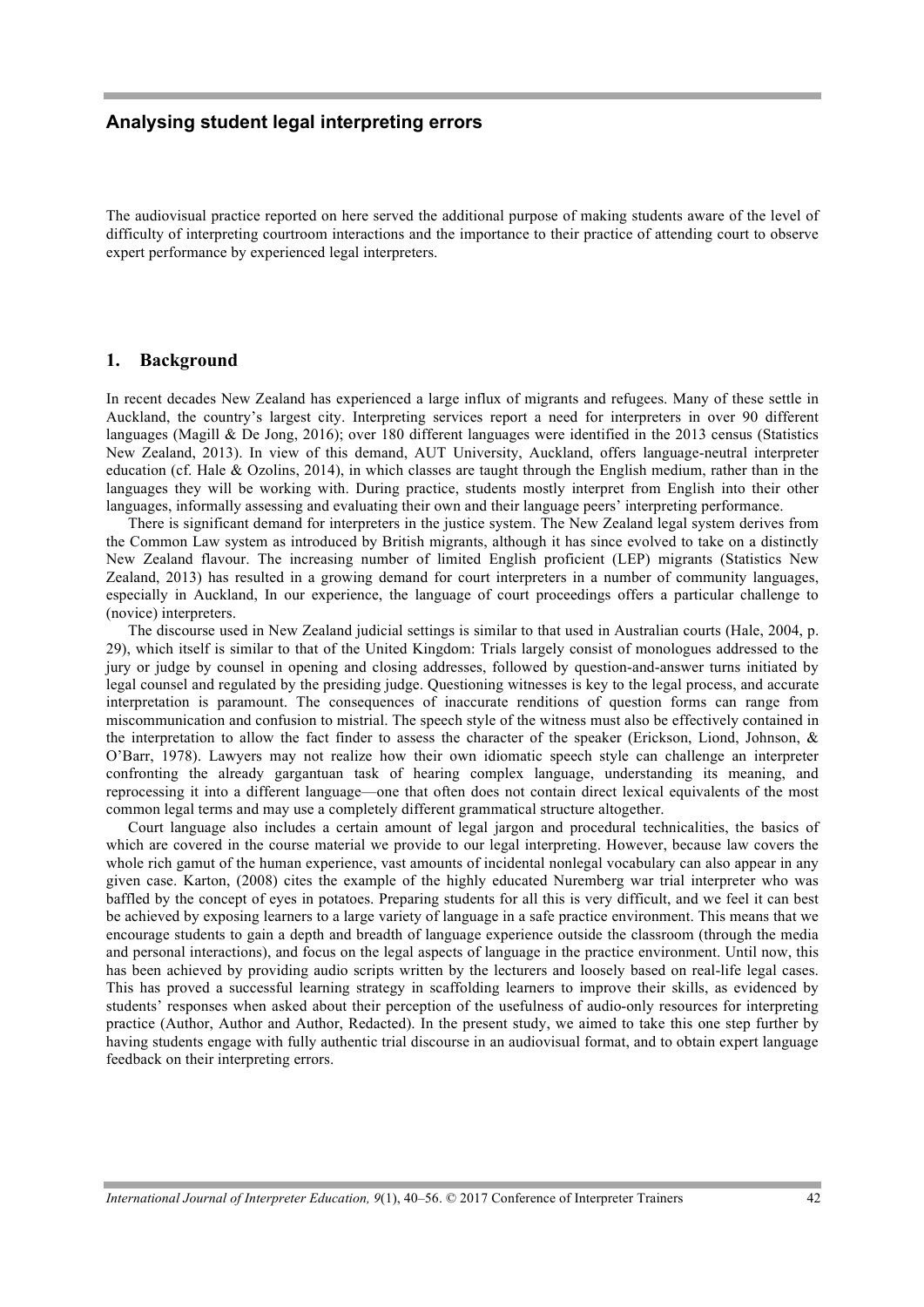## Analysing student legal interpreting errors

The audiovisual practice reported on here served the additional purpose of making students aware of the level of difficulty of interpreting courtroom interactions and the importance to their practice of attending court to observe expert performance by experienced legal interpreters.

## 1. Background

In recent decades New Zealand has experienced a large influx of migrants and refugees. Many of these settle in Auckland, the country's largest city. Interpreting services report a need for interpreters in over 90 different languages (Magill & De Jong, 2016); over 180 different languages were identified in the 2013 census (Statistics New Zealand, 2013). In view of this demand, AUT University, Auckland, offers language-neutral interpreter education (cf. Hale & Ozolins, 2014), in which classes are taught through the English medium, rather than in the languages they will be working with. During practice, students mostly interpret from English into their other languages, informally assessing and evaluating their own and their language peers' interpreting performance.

There is significant demand for interpreters in the justice system. The New Zealand legal system derives from the Common Law system as introduced by British migrants, although it has since evolved to take on a distinctly New Zealand flavour. The increasing number of limited English proficient (LEP) migrants (Statistics New Zealand, 2013) has resulted in a growing demand for court interpreters in a number of community languages, especially in Auckland, In our experience, the language of court proceedings offers a particular challenge to (novice) interpreters.

The discourse used in New Zealand judicial settings is similar to that used in Australian courts (Hale, 2004, p. 29), which itself is similar to that of the United Kingdom: Trials largely consist of monologues addressed to the jury or judge by counsel in opening and closing addresses, followed by question-and-answer turns initiated by legal counsel and regulated by the presiding judge. Questioning witnesses is key to the legal process, and accurate interpretation is paramount. The consequences of inaccurate renditions of question forms can range from miscommunication and confusion to mistrial. The speech style of the witness must also be effectively contained in the interpretation to allow the fact finder to assess the character of the speaker (Erickson, Liond, Johnson, & O'Barr, 1978). Lawyers may not realize how their own idiomatic speech style can challenge an interpreter confronting the already gargantuan task of hearing complex language, understanding its meaning, and reprocessing it into a different language—one that often does not contain direct lexical equivalents of the most common legal terms and may use a completely different grammatical structure altogether.

Court language also includes a certain amount of legal jargon and procedural technicalities, the basics of which are covered in the course material we provide to our legal interpreting. However, because law covers the whole rich gamut of the human experience, vast amounts of incidental nonlegal vocabulary can also appear in any given case. Karton, (2008) cites the example of the highly educated Nuremberg war trial interpreter who was baffled by the concept of eyes in potatoes. Preparing students for all this is very difficult, and we feel it can best be achieved by exposing learners to a large variety of language in a safe practice environment. This means that we encourage students to gain a depth and breadth of language experience outside the classroom (through the media and personal interactions), and focus on the legal aspects of language in the practice environment. Until now, this has been achieved by providing audio scripts written by the lecturers and loosely based on real-life legal cases. This has proved a successful learning strategy in scaffolding learners to improve their skills, as evidenced by students' responses when asked about their perception of the usefulness of audio-only resources for interpreting practice (Author, Author and Author, Redacted). In the present study, we aimed to take this one step further by having students engage with fully authentic trial discourse in an audiovisual format, and to obtain expert language feedback on their interpreting errors.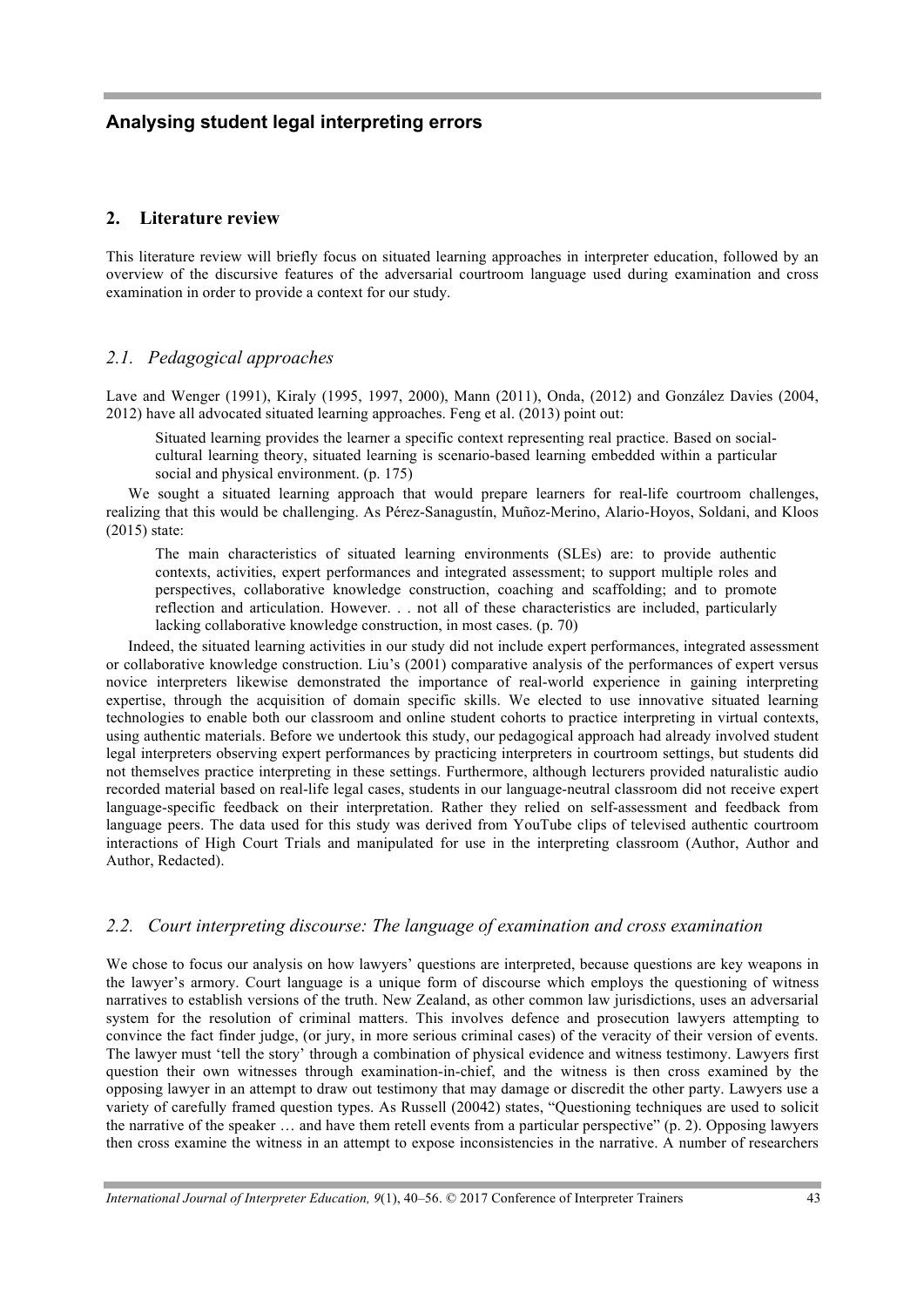## 2. Literature review

This literature review will briefly focus on situated learning approaches in interpreter education, followed by an overview of the discursive features of the adversarial courtroom language used during examination and cross examination in order to provide a context for our study.

### *2.1. Pedagogical approaches*

Lave and Wenger (1991), Kiraly (1995, 1997, 2000), Mann (2011), Onda, (2012) and González Davies (2004, 2012) have all advocated situated learning approaches. Feng et al. (2013) point out:

> Situated learning provides the learner a specific context representing real practice. Based on social-cultural learning theory, situated learning is scenario-based learning embedded within a particular social and physical environment. (p. 175)

We sought a situated learning approach that would prepare learners for real-life courtroom challenges, realizing that this would be challenging. As Pérez-Sanagustín, Muñoz-Merino, Alario-Hoyos, Soldani, and Kloos (2015) state:

> The main characteristics of situated learning environments (SLEs) are: to provide authentic contexts, activities, expert performances and integrated assessment; to support multiple roles and perspectives, collaborative knowledge construction, coaching and scaffolding; and to promote reflection and articulation. However. . . not all of these characteristics are included, particularly lacking collaborative knowledge construction, in most cases. (p. 70)

Indeed, the situated learning activities in our study did not include expert performances, integrated assessment or collaborative knowledge construction. Liu's (2001) comparative analysis of the performances of expert versus novice interpreters likewise demonstrated the importance of real-world experience in gaining interpreting expertise, through the acquisition of domain specific skills. We elected to use innovative situated learning technologies to enable both our classroom and online student cohorts to practice interpreting in virtual contexts, using authentic materials. Before we undertook this study, our pedagogical approach had already involved student legal interpreters observing expert performances by practicing interpreters in courtroom settings, but students did not themselves practice interpreting in these settings. Furthermore, although lecturers provided naturalistic audio recorded material based on real-life legal cases, students in our language-neutral classroom did not receive expert language-specific feedback on their interpretation. Rather they relied on self-assessment and feedback from language peers. The data used for this study was derived from YouTube clips of televised authentic courtroom interactions of High Court Trials and manipulated for use in the interpreting classroom (Author, Author and Author, Redacted).

### *2.2. Court interpreting discourse: The language of examination and cross examination*

We chose to focus our analysis on how lawyers' questions are interpreted, because questions are key weapons in the lawyer's armory. Court language is a unique form of discourse which employs the questioning of witness narratives to establish versions of the truth. New Zealand, as other common law jurisdictions, uses an adversarial system for the resolution of criminal matters. This involves defence and prosecution lawyers attempting to convince the fact finder judge, (or jury, in more serious criminal cases) of the veracity of their version of events. The lawyer must 'tell the story' through a combination of physical evidence and witness testimony. Lawyers first question their own witnesses through examination-in-chief, and the witness is then cross examined by the opposing lawyer in an attempt to draw out testimony that may damage or discredit the other party. Lawyers use a variety of carefully framed question types. As Russell (20042) states, "Questioning techniques are used to solicit the narrative of the speaker … and have them retell events from a particular perspective" (p. 2). Opposing lawyers then cross examine the witness in an attempt to expose inconsistencies in the narrative. A number of researchers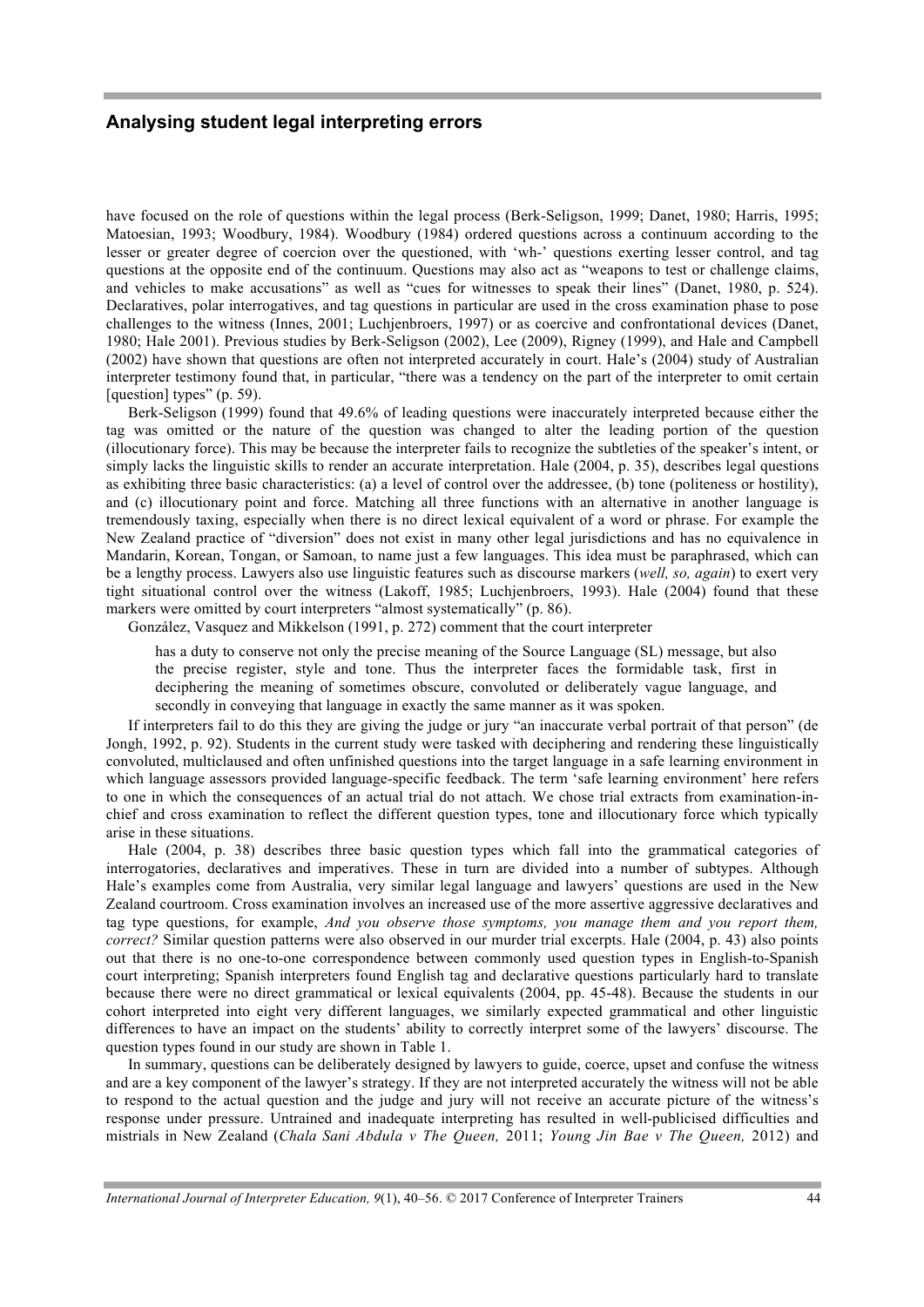have focused on the role of questions within the legal process (Berk-Seligson, 1999; Danet, 1980; Harris, 1995; Matoesian, 1993; Woodbury, 1984). Woodbury (1984) ordered questions across a continuum according to the lesser or greater degree of coercion over the questioned, with 'wh-' questions exerting lesser control, and tag questions at the opposite end of the continuum. Questions may also act as "weapons to test or challenge claims, and vehicles to make accusations" as well as "cues for witnesses to speak their lines" (Danet, 1980, p. 524). Declaratives, polar interrogatives, and tag questions in particular are used in the cross examination phase to pose challenges to the witness (Innes, 2001; Luchjenbroers, 1997) or as coercive and confrontational devices (Danet, 1980; Hale 2001). Previous studies by Berk-Seligson (2002), Lee (2009), Rigney (1999), and Hale and Campbell (2002) have shown that questions are often not interpreted accurately in court. Hale's (2004) study of Australian interpreter testimony found that, in particular, "there was a tendency on the part of the interpreter to omit certain [question] types" (p. 59).

Berk-Seligson (1999) found that 49.6% of leading questions were inaccurately interpreted because either the tag was omitted or the nature of the question was changed to alter the leading portion of the question (illocutionary force). This may be because the interpreter fails to recognize the subtleties of the speaker's intent, or simply lacks the linguistic skills to render an accurate interpretation. Hale (2004, p. 35), describes legal questions as exhibiting three basic characteristics: (a) a level of control over the addressee, (b) tone (politeness or hostility), and (c) illocutionary point and force. Matching all three functions with an alternative in another language is tremendously taxing, especially when there is no direct lexical equivalent of a word or phrase. For example the New Zealand practice of "diversion" does not exist in many other legal jurisdictions and has no equivalence in Mandarin, Korean, Tongan, or Samoan, to name just a few languages. This idea must be paraphrased, which can be a lengthy process. Lawyers also use linguistic features such as discourse markers (*well, so, again*) to exert very tight situational control over the witness (Lakoff, 1985; Luchjenbroers, 1993). Hale (2004) found that these markers were omitted by court interpreters "almost systematically" (p. 86).

González, Vasquez and Mikkelson (1991, p. 272) comment that the court interpreter

> has a duty to conserve not only the precise meaning of the Source Language (SL) message, but also the precise register, style and tone. Thus the interpreter faces the formidable task, first in deciphering the meaning of sometimes obscure, convoluted or deliberately vague language, and secondly in conveying that language in exactly the same manner as it was spoken.

If interpreters fail to do this they are giving the judge or jury "an inaccurate verbal portrait of that person" (de Jongh, 1992, p. 92). Students in the current study were tasked with deciphering and rendering these linguistically convoluted, multiclaused and often unfinished questions into the target language in a safe learning environment in which language assessors provided language-specific feedback. The term 'safe learning environment' here refers to one in which the consequences of an actual trial do not attach. We chose trial extracts from examination-in-chief and cross examination to reflect the different question types, tone and illocutionary force which typically arise in these situations.

Hale (2004, p. 38) describes three basic question types which fall into the grammatical categories of interrogatories, declaratives and imperatives. These in turn are divided into a number of subtypes. Although Hale's examples come from Australia, very similar legal language and lawyers' questions are used in the New Zealand courtroom. Cross examination involves an increased use of the more assertive aggressive declaratives and tag type questions, for example, *And you observe those symptoms, you manage them and you report them, correct?* Similar question patterns were also observed in our murder trial excerpts. Hale (2004, p. 43) also points out that there is no one-to-one correspondence between commonly used question types in English-to-Spanish court interpreting; Spanish interpreters found English tag and declarative questions particularly hard to translate because there were no direct grammatical or lexical equivalents (2004, pp. 45-48). Because the students in our cohort interpreted into eight very different languages, we similarly expected grammatical and other linguistic differences to have an impact on the students' ability to correctly interpret some of the lawyers' discourse. The question types found in our study are shown in Table 1.

In summary, questions can be deliberately designed by lawyers to guide, coerce, upset and confuse the witness and are a key component of the lawyer's strategy. If they are not interpreted accurately the witness will not be able to respond to the actual question and the judge and jury will not receive an accurate picture of the witness's response under pressure. Untrained and inadequate interpreting has resulted in well-publicised difficulties and mistrials in New Zealand (*Chala Sani Abdula v The Queen,* 2011; *Young Jin Bae v The Queen,* 2012) and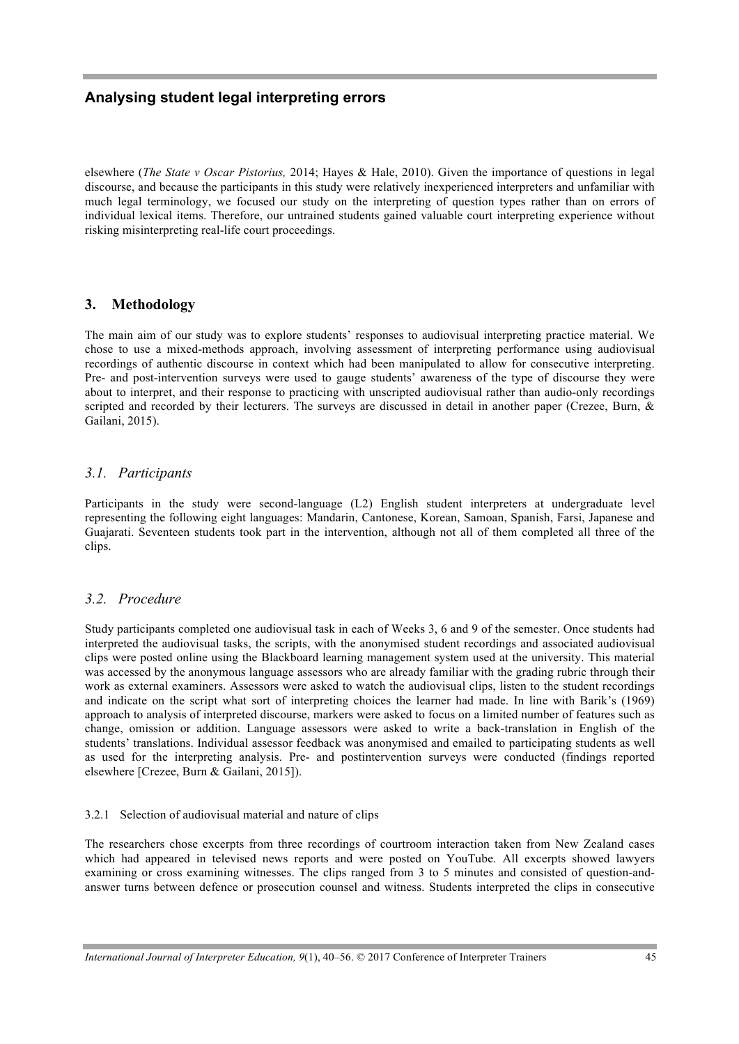elsewhere (*The State v Oscar Pistorius,* 2014; Hayes & Hale, 2010). Given the importance of questions in legal discourse, and because the participants in this study were relatively inexperienced interpreters and unfamiliar with much legal terminology, we focused our study on the interpreting of question types rather than on errors of individual lexical items. Therefore, our untrained students gained valuable court interpreting experience without risking misinterpreting real-life court proceedings.

## 3. Methodology

The main aim of our study was to explore students' responses to audiovisual interpreting practice material. We chose to use a mixed-methods approach, involving assessment of interpreting performance using audiovisual recordings of authentic discourse in context which had been manipulated to allow for consecutive interpreting. Pre- and post-intervention surveys were used to gauge students' awareness of the type of discourse they were about to interpret, and their response to practicing with unscripted audiovisual rather than audio-only recordings scripted and recorded by their lecturers. The surveys are discussed in detail in another paper (Crezee, Burn, & Gailani, 2015).

### *3.1. Participants*

Participants in the study were second-language (L2) English student interpreters at undergraduate level representing the following eight languages: Mandarin, Cantonese, Korean, Samoan, Spanish, Farsi, Japanese and Guajarati. Seventeen students took part in the intervention, although not all of them completed all three of the clips.

### *3.2. Procedure*

Study participants completed one audiovisual task in each of Weeks 3, 6 and 9 of the semester. Once students had interpreted the audiovisual tasks, the scripts, with the anonymised student recordings and associated audiovisual clips were posted online using the Blackboard learning management system used at the university. This material was accessed by the anonymous language assessors who are already familiar with the grading rubric through their work as external examiners. Assessors were asked to watch the audiovisual clips, listen to the student recordings and indicate on the script what sort of interpreting choices the learner had made. In line with Barik's (1969) approach to analysis of interpreted discourse, markers were asked to focus on a limited number of features such as change, omission or addition. Language assessors were asked to write a back-translation in English of the students' translations. Individual assessor feedback was anonymised and emailed to participating students as well as used for the interpreting analysis. Pre- and postintervention surveys were conducted (findings reported elsewhere [Crezee, Burn & Gailani, 2015]).

#### 3.2.1 Selection of audiovisual material and nature of clips

The researchers chose excerpts from three recordings of courtroom interaction taken from New Zealand cases which had appeared in televised news reports and were posted on YouTube. All excerpts showed lawyers examining or cross examining witnesses. The clips ranged from 3 to 5 minutes and consisted of question-and-answer turns between defence or prosecution counsel and witness. Students interpreted the clips in consecutive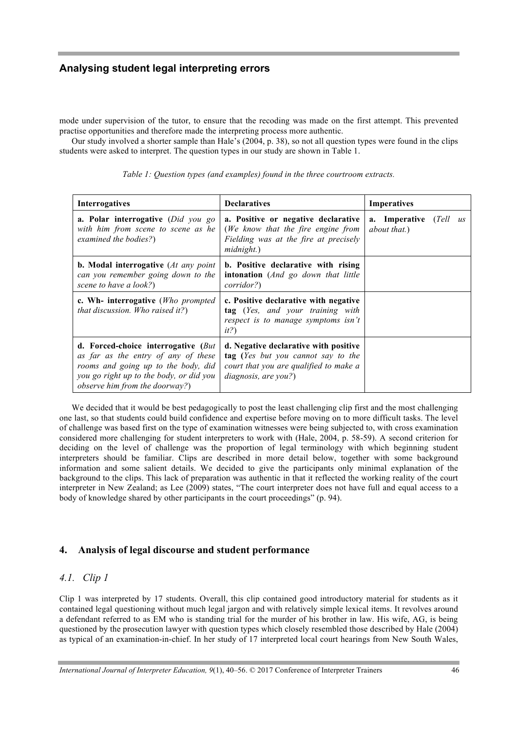mode under supervision of the tutor, to ensure that the recoding was made on the first attempt. This prevented practise opportunities and therefore made the interpreting process more authentic.

Our study involved a shorter sample than Hale's (2004, p. 38), so not all question types were found in the clips students were asked to interpret. The question types in our study are shown in Table 1.

*Table 1: Question types (and examples) found in the three courtroom extracts.*

| **Interrogatives** | **Declaratives** | **Imperatives** |
|---|---|---|
| **a. Polar interrogative** (*Did you go with him from scene to scene as he examined the bodies?*) | **a. Positive or negative declarative** (*We know that the fire engine from Fielding was at the fire at precisely midnight.*) | **a. Imperative** (*Tell us about that.*) |
| **b. Modal interrogative** (*At any point can you remember going down to the scene to have a look?*) | **b. Positive declarative with rising intonation** (*And go down that little corridor?*) | |
| **c. Wh- interrogative** (*Who prompted that discussion. Who raised it?*) | **c. Positive declarative with negative tag** (*Yes, and your training with respect is to manage symptoms isn't it?*) | |
| **d. Forced-choice interrogative (***But as far as the entry of any of these rooms and going up to the body, did you go right up to the body, or did you observe him from the doorway?*) | **d. Negative declarative with positive tag (***Yes but you cannot say to the court that you are qualified to make a diagnosis, are you?*) | |

We decided that it would be best pedagogically to post the least challenging clip first and the most challenging one last, so that students could build confidence and expertise before moving on to more difficult tasks. The level of challenge was based first on the type of examination witnesses were being subjected to, with cross examination considered more challenging for student interpreters to work with (Hale, 2004, p. 58-59). A second criterion for deciding on the level of challenge was the proportion of legal terminology with which beginning student interpreters should be familiar. Clips are described in more detail below, together with some background information and some salient details. We decided to give the participants only minimal explanation of the background to the clips. This lack of preparation was authentic in that it reflected the working reality of the court interpreter in New Zealand; as Lee (2009) states, "The court interpreter does not have full and equal access to a body of knowledge shared by other participants in the court proceedings" (p. 94).

## 4. Analysis of legal discourse and student performance

### *4.1. Clip 1*

Clip 1 was interpreted by 17 students. Overall, this clip contained good introductory material for students as it contained legal questioning without much legal jargon and with relatively simple lexical items. It revolves around a defendant referred to as EM who is standing trial for the murder of his brother in law. His wife, AG, is being questioned by the prosecution lawyer with question types which closely resembled those described by Hale (2004) as typical of an examination-in-chief. In her study of 17 interpreted local court hearings from New South Wales,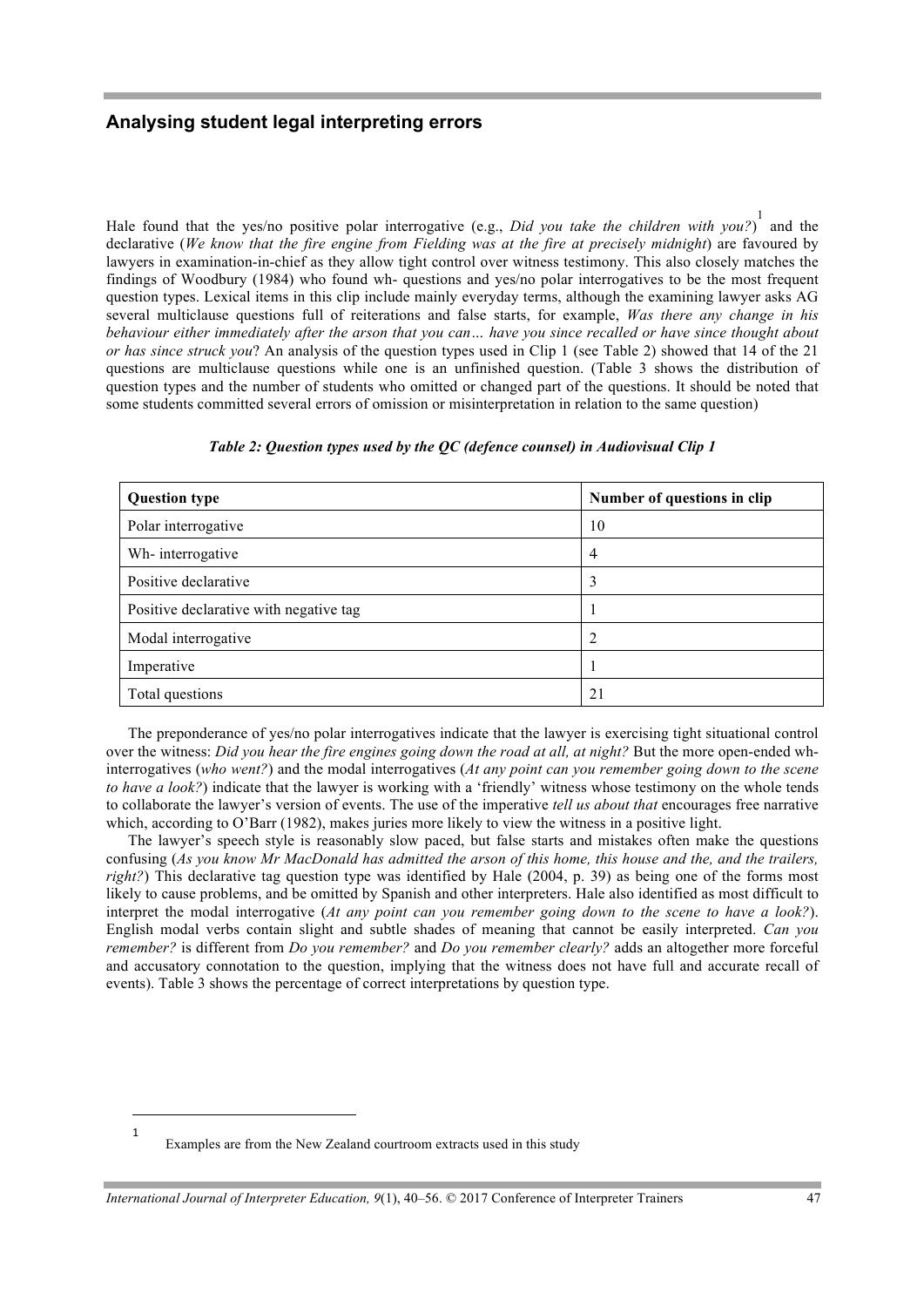Hale found that the yes/no positive polar interrogative (e.g., *Did you take the children with you?*)[1] and the declarative (*We know that the fire engine from Fielding was at the fire at precisely midnight*) are favoured by lawyers in examination-in-chief as they allow tight control over witness testimony. This also closely matches the findings of Woodbury (1984) who found wh- questions and yes/no polar interrogatives to be the most frequent question types. Lexical items in this clip include mainly everyday terms, although the examining lawyer asks AG several multiclause questions full of reiterations and false starts, for example, *Was there any change in his behaviour either immediately after the arson that you can… have you since recalled or have since thought about or has since struck you*? An analysis of the question types used in Clip 1 (see Table 2) showed that 14 of the 21 questions are multiclause questions while one is an unfinished question. (Table 3 shows the distribution of question types and the number of students who omitted or changed part of the questions. It should be noted that some students committed several errors of omission or misinterpretation in relation to the same question)

***Table 2: Question types used by the QC (defence counsel) in Audiovisual Clip 1***

| Question type | Number of questions in clip |
|---|---|
| Polar interrogative | 10 |
| Wh- interrogative | 4 |
| Positive declarative | 3 |
| Positive declarative with negative tag | 1 |
| Modal interrogative | 2 |
| Imperative | 1 |
| Total questions | 21 |

The preponderance of yes/no polar interrogatives indicate that the lawyer is exercising tight situational control over the witness: *Did you hear the fire engines going down the road at all, at night?* But the more open-ended wh-interrogatives (*who went?*) and the modal interrogatives (*At any point can you remember going down to the scene to have a look?*) indicate that the lawyer is working with a 'friendly' witness whose testimony on the whole tends to collaborate the lawyer's version of events. The use of the imperative *tell us about that* encourages free narrative which, according to O'Barr (1982), makes juries more likely to view the witness in a positive light.

The lawyer's speech style is reasonably slow paced, but false starts and mistakes often make the questions confusing (*As you know Mr MacDonald has admitted the arson of this home, this house and the, and the trailers, right?*) This declarative tag question type was identified by Hale (2004, p. 39) as being one of the forms most likely to cause problems, and be omitted by Spanish and other interpreters. Hale also identified as most difficult to interpret the modal interrogative (*At any point can you remember going down to the scene to have a look?*). English modal verbs contain slight and subtle shades of meaning that cannot be easily interpreted. *Can you remember?* is different from *Do you remember?* and *Do you remember clearly?* adds an altogether more forceful and accusatory connotation to the question, implying that the witness does not have full and accurate recall of events). Table 3 shows the percentage of correct interpretations by question type.

---

[1] Examples are from the New Zealand courtroom extracts used in this study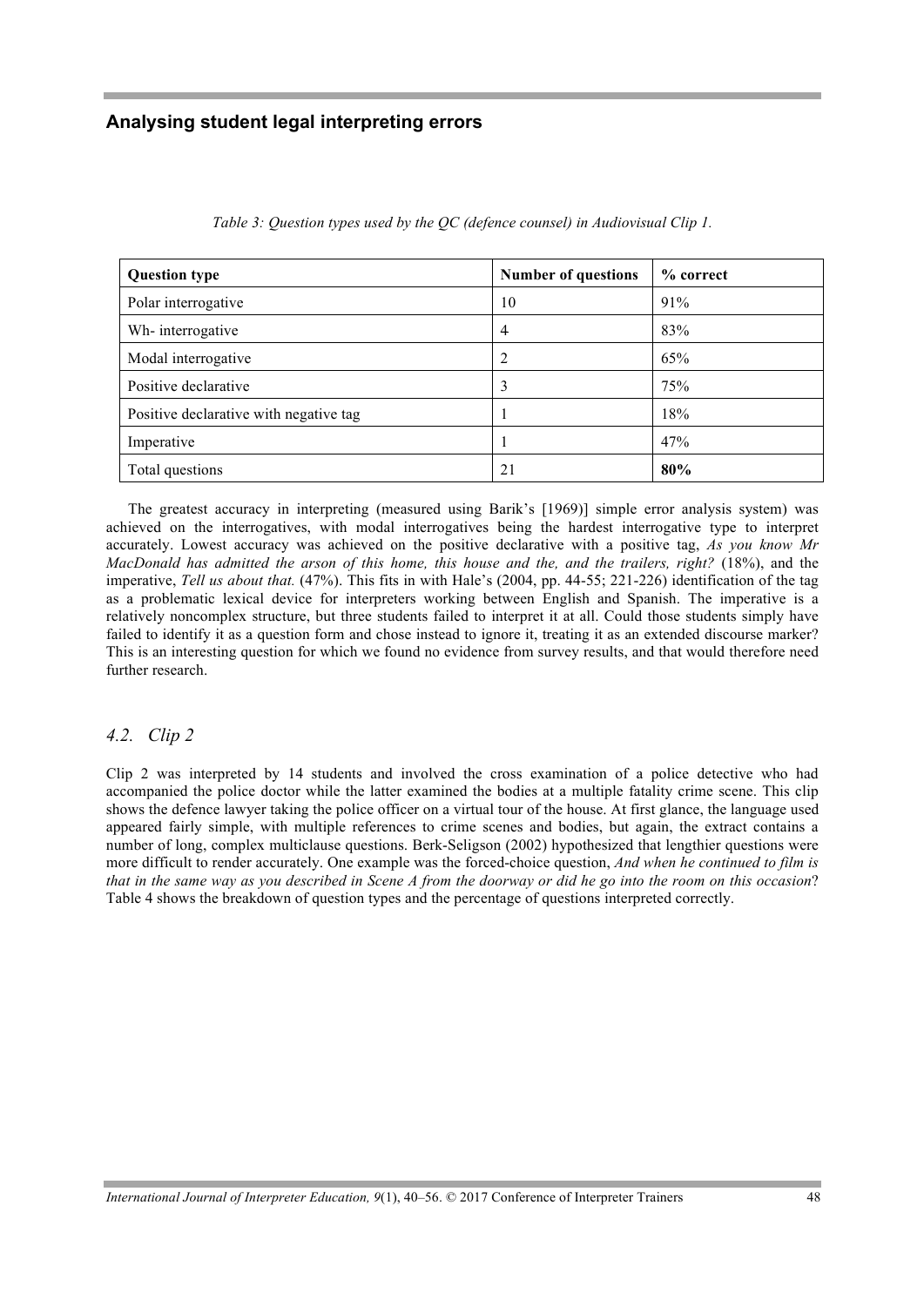*Table 3: Question types used by the QC (defence counsel) in Audiovisual Clip 1.*

| Question type | Number of questions | % correct |
|---|---|---|
| Polar interrogative | 10 | 91% |
| Wh- interrogative | 4 | 83% |
| Modal interrogative | 2 | 65% |
| Positive declarative | 3 | 75% |
| Positive declarative with negative tag | 1 | 18% |
| Imperative | 1 | 47% |
| Total questions | 21 | **80%** |

The greatest accuracy in interpreting (measured using Barik's [1969)] simple error analysis system) was achieved on the interrogatives, with modal interrogatives being the hardest interrogative type to interpret accurately. Lowest accuracy was achieved on the positive declarative with a positive tag, *As you know Mr MacDonald has admitted the arson of this home, this house and the, and the trailers, right?* (18%), and the imperative, *Tell us about that.* (47%). This fits in with Hale's (2004, pp. 44-55; 221-226) identification of the tag as a problematic lexical device for interpreters working between English and Spanish. The imperative is a relatively noncomplex structure, but three students failed to interpret it at all. Could those students simply have failed to identify it as a question form and chose instead to ignore it, treating it as an extended discourse marker? This is an interesting question for which we found no evidence from survey results, and that would therefore need further research.

### *4.2. Clip 2*

Clip 2 was interpreted by 14 students and involved the cross examination of a police detective who had accompanied the police doctor while the latter examined the bodies at a multiple fatality crime scene. This clip shows the defence lawyer taking the police officer on a virtual tour of the house. At first glance, the language used appeared fairly simple, with multiple references to crime scenes and bodies, but again, the extract contains a number of long, complex multiclause questions. Berk-Seligson (2002) hypothesized that lengthier questions were more difficult to render accurately. One example was the forced-choice question, *And when he continued to film is that in the same way as you described in Scene A from the doorway or did he go into the room on this occasion*? Table 4 shows the breakdown of question types and the percentage of questions interpreted correctly.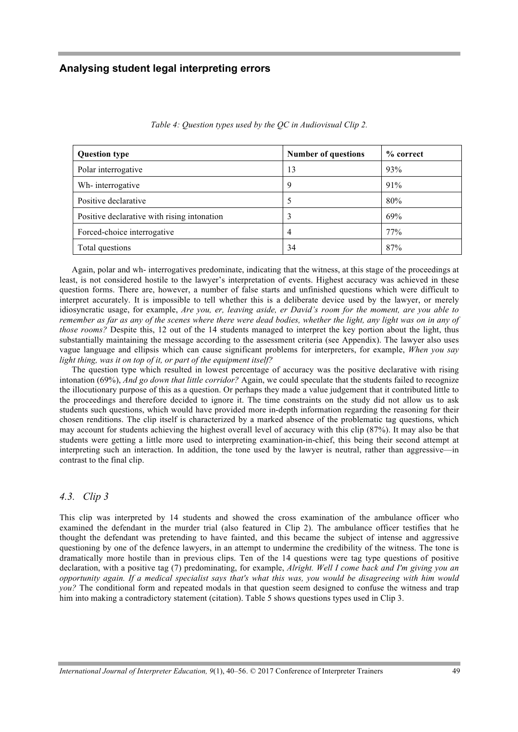*Table 4: Question types used by the QC in Audiovisual Clip 2.*

| Question type | Number of questions | % correct |
|---|---|---|
| Polar interrogative | 13 | 93% |
| Wh- interrogative | 9 | 91% |
| Positive declarative | 5 | 80% |
| Positive declarative with rising intonation | 3 | 69% |
| Forced-choice interrogative | 4 | 77% |
| Total questions | 34 | 87% |

Again, polar and wh- interrogatives predominate, indicating that the witness, at this stage of the proceedings at least, is not considered hostile to the lawyer's interpretation of events. Highest accuracy was achieved in these question forms. There are, however, a number of false starts and unfinished questions which were difficult to interpret accurately. It is impossible to tell whether this is a deliberate device used by the lawyer, or merely idiosyncratic usage, for example, *Are you, er, leaving aside, er David's room for the moment, are you able to remember as far as any of the scenes where there were dead bodies, whether the light, any light was on in any of those rooms?* Despite this, 12 out of the 14 students managed to interpret the key portion about the light, thus substantially maintaining the message according to the assessment criteria (see Appendix). The lawyer also uses vague language and ellipsis which can cause significant problems for interpreters, for example, *When you say light thing, was it on top of it, or part of the equipment itself?*

The question type which resulted in lowest percentage of accuracy was the positive declarative with rising intonation (69%), *And go down that little corridor?* Again, we could speculate that the students failed to recognize the illocutionary purpose of this as a question. Or perhaps they made a value judgement that it contributed little to the proceedings and therefore decided to ignore it. The time constraints on the study did not allow us to ask students such questions, which would have provided more in-depth information regarding the reasoning for their chosen renditions. The clip itself is characterized by a marked absence of the problematic tag questions, which may account for students achieving the highest overall level of accuracy with this clip (87%). It may also be that students were getting a little more used to interpreting examination-in-chief, this being their second attempt at interpreting such an interaction. In addition, the tone used by the lawyer is neutral, rather than aggressive—in contrast to the final clip.

### *4.3. Clip 3*

This clip was interpreted by 14 students and showed the cross examination of the ambulance officer who examined the defendant in the murder trial (also featured in Clip 2). The ambulance officer testifies that he thought the defendant was pretending to have fainted, and this became the subject of intense and aggressive questioning by one of the defence lawyers, in an attempt to undermine the credibility of the witness. The tone is dramatically more hostile than in previous clips. Ten of the 14 questions were tag type questions of positive declaration, with a positive tag (7) predominating, for example, *Alright. Well I come back and I'm giving you an opportunity again. If a medical specialist says that's what this was, you would be disagreeing with him would you?* The conditional form and repeated modals in that question seem designed to confuse the witness and trap him into making a contradictory statement (citation). Table 5 shows questions types used in Clip 3.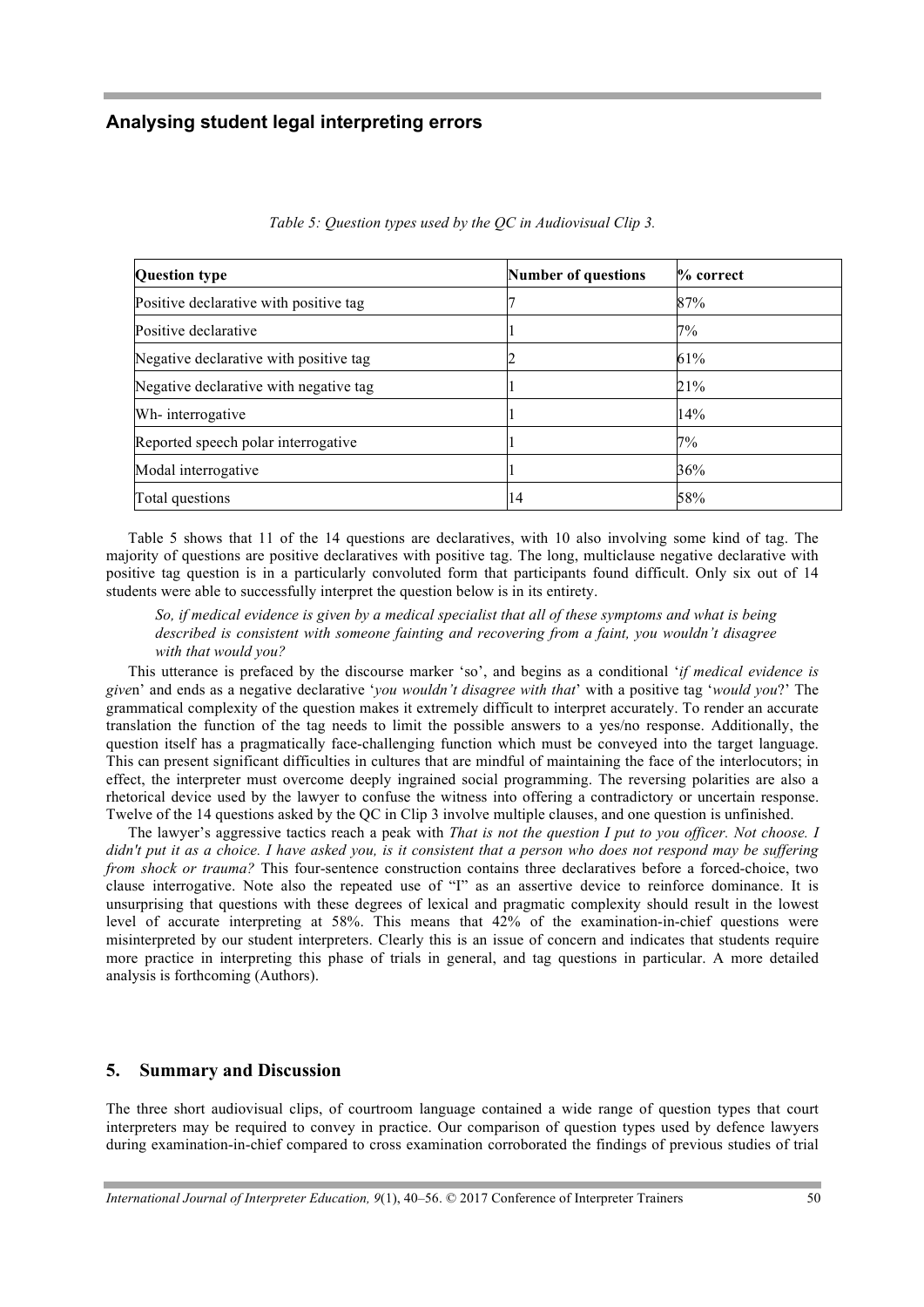*Table 5: Question types used by the QC in Audiovisual Clip 3.*

| Question type | Number of questions | % correct |
|---|---|---|
| Positive declarative with positive tag | 7 | 87% |
| Positive declarative | 1 | 7% |
| Negative declarative with positive tag | 2 | 61% |
| Negative declarative with negative tag | 1 | 21% |
| Wh- interrogative | 1 | 14% |
| Reported speech polar interrogative | 1 | 7% |
| Modal interrogative | 1 | 36% |
| Total questions | 14 | 58% |

Table 5 shows that 11 of the 14 questions are declaratives, with 10 also involving some kind of tag. The majority of questions are positive declaratives with positive tag. The long, multiclause negative declarative with positive tag question is in a particularly convoluted form that participants found difficult. Only six out of 14 students were able to successfully interpret the question below is in its entirety.

> *So, if medical evidence is given by a medical specialist that all of these symptoms and what is being described is consistent with someone fainting and recovering from a faint, you wouldn't disagree with that would you?*

This utterance is prefaced by the discourse marker 'so', and begins as a conditional '*if medical evidence is given*' and ends as a negative declarative '*you wouldn't disagree with that*' with a positive tag '*would you*?' The grammatical complexity of the question makes it extremely difficult to interpret accurately. To render an accurate translation the function of the tag needs to limit the possible answers to a yes/no response. Additionally, the question itself has a pragmatically face-challenging function which must be conveyed into the target language. This can present significant difficulties in cultures that are mindful of maintaining the face of the interlocutors; in effect, the interpreter must overcome deeply ingrained social programming. The reversing polarities are also a rhetorical device used by the lawyer to confuse the witness into offering a contradictory or uncertain response. Twelve of the 14 questions asked by the QC in Clip 3 involve multiple clauses, and one question is unfinished.

The lawyer's aggressive tactics reach a peak with *That is not the question I put to you officer. Not choose. I didn't put it as a choice. I have asked you, is it consistent that a person who does not respond may be suffering from shock or trauma?* This four-sentence construction contains three declaratives before a forced-choice, two clause interrogative. Note also the repeated use of "I" as an assertive device to reinforce dominance. It is unsurprising that questions with these degrees of lexical and pragmatic complexity should result in the lowest level of accurate interpreting at 58%. This means that 42% of the examination-in-chief questions were misinterpreted by our student interpreters. Clearly this is an issue of concern and indicates that students require more practice in interpreting this phase of trials in general, and tag questions in particular. A more detailed analysis is forthcoming (Authors).

## 5. Summary and Discussion

The three short audiovisual clips, of courtroom language contained a wide range of question types that court interpreters may be required to convey in practice. Our comparison of question types used by defence lawyers during examination-in-chief compared to cross examination corroborated the findings of previous studies of trial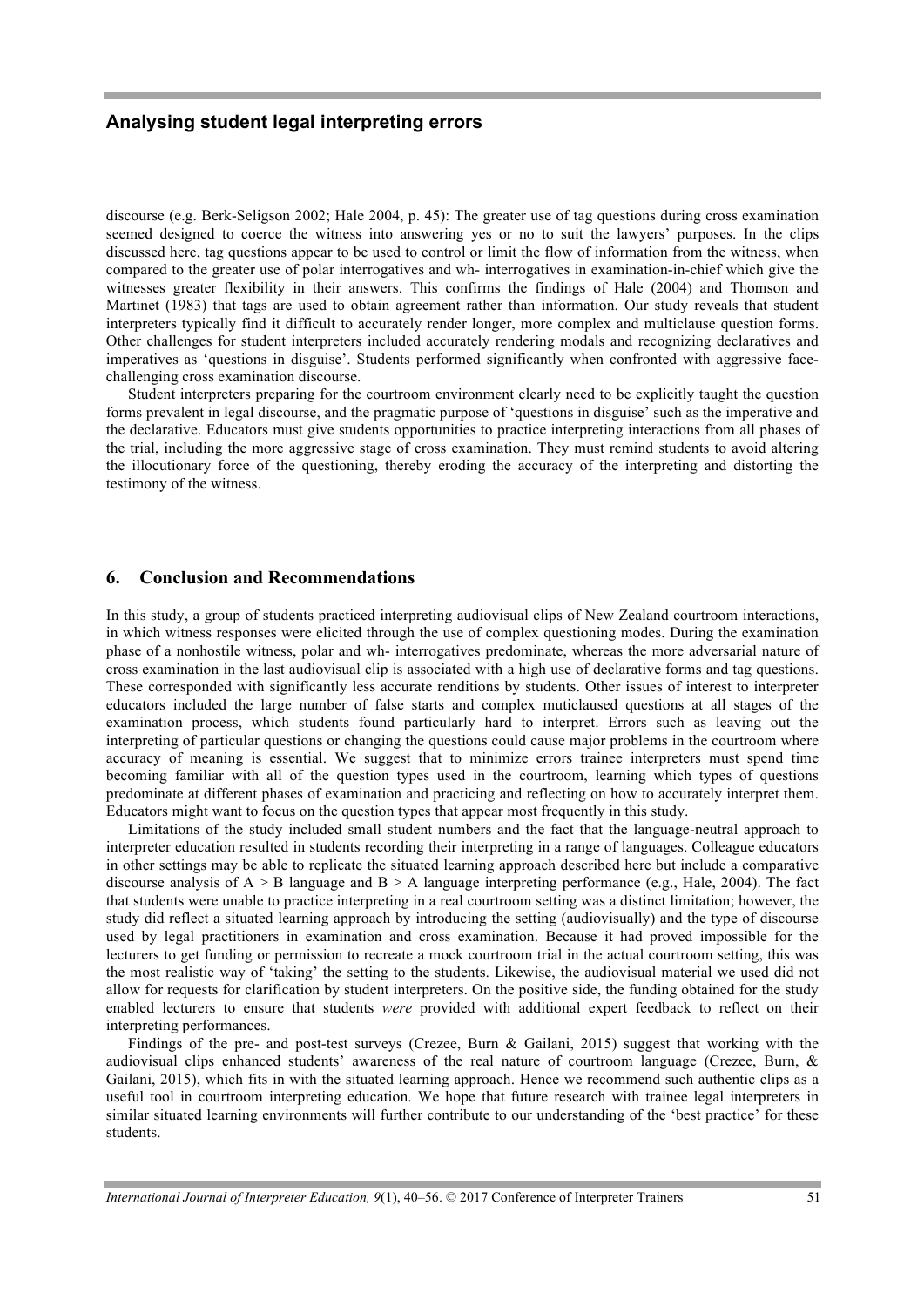discourse (e.g. Berk-Seligson 2002; Hale 2004, p. 45): The greater use of tag questions during cross examination seemed designed to coerce the witness into answering yes or no to suit the lawyers' purposes. In the clips discussed here, tag questions appear to be used to control or limit the flow of information from the witness, when compared to the greater use of polar interrogatives and wh- interrogatives in examination-in-chief which give the witnesses greater flexibility in their answers. This confirms the findings of Hale (2004) and Thomson and Martinet (1983) that tags are used to obtain agreement rather than information. Our study reveals that student interpreters typically find it difficult to accurately render longer, more complex and multiclause question forms. Other challenges for student interpreters included accurately rendering modals and recognizing declaratives and imperatives as 'questions in disguise'. Students performed significantly when confronted with aggressive face-challenging cross examination discourse.

Student interpreters preparing for the courtroom environment clearly need to be explicitly taught the question forms prevalent in legal discourse, and the pragmatic purpose of 'questions in disguise' such as the imperative and the declarative. Educators must give students opportunities to practice interpreting interactions from all phases of the trial, including the more aggressive stage of cross examination. They must remind students to avoid altering the illocutionary force of the questioning, thereby eroding the accuracy of the interpreting and distorting the testimony of the witness.

## 6. Conclusion and Recommendations

In this study, a group of students practiced interpreting audiovisual clips of New Zealand courtroom interactions, in which witness responses were elicited through the use of complex questioning modes. During the examination phase of a nonhostile witness, polar and wh- interrogatives predominate, whereas the more adversarial nature of cross examination in the last audiovisual clip is associated with a high use of declarative forms and tag questions. These corresponded with significantly less accurate renditions by students. Other issues of interest to interpreter educators included the large number of false starts and complex muticlaused questions at all stages of the examination process, which students found particularly hard to interpret. Errors such as leaving out the interpreting of particular questions or changing the questions could cause major problems in the courtroom where accuracy of meaning is essential. We suggest that to minimize errors trainee interpreters must spend time becoming familiar with all of the question types used in the courtroom, learning which types of questions predominate at different phases of examination and practicing and reflecting on how to accurately interpret them. Educators might want to focus on the question types that appear most frequently in this study.

Limitations of the study included small student numbers and the fact that the language-neutral approach to interpreter education resulted in students recording their interpreting in a range of languages. Colleague educators in other settings may be able to replicate the situated learning approach described here but include a comparative discourse analysis of A > B language and B > A language interpreting performance (e.g., Hale, 2004). The fact that students were unable to practice interpreting in a real courtroom setting was a distinct limitation; however, the study did reflect a situated learning approach by introducing the setting (audiovisually) and the type of discourse used by legal practitioners in examination and cross examination. Because it had proved impossible for the lecturers to get funding or permission to recreate a mock courtroom trial in the actual courtroom setting, this was the most realistic way of 'taking' the setting to the students. Likewise, the audiovisual material we used did not allow for requests for clarification by student interpreters. On the positive side, the funding obtained for the study enabled lecturers to ensure that students *were* provided with additional expert feedback to reflect on their interpreting performances.

Findings of the pre- and post-test surveys (Crezee, Burn & Gailani, 2015) suggest that working with the audiovisual clips enhanced students' awareness of the real nature of courtroom language (Crezee, Burn, & Gailani, 2015), which fits in with the situated learning approach. Hence we recommend such authentic clips as a useful tool in courtroom interpreting education. We hope that future research with trainee legal interpreters in similar situated learning environments will further contribute to our understanding of the 'best practice' for these students.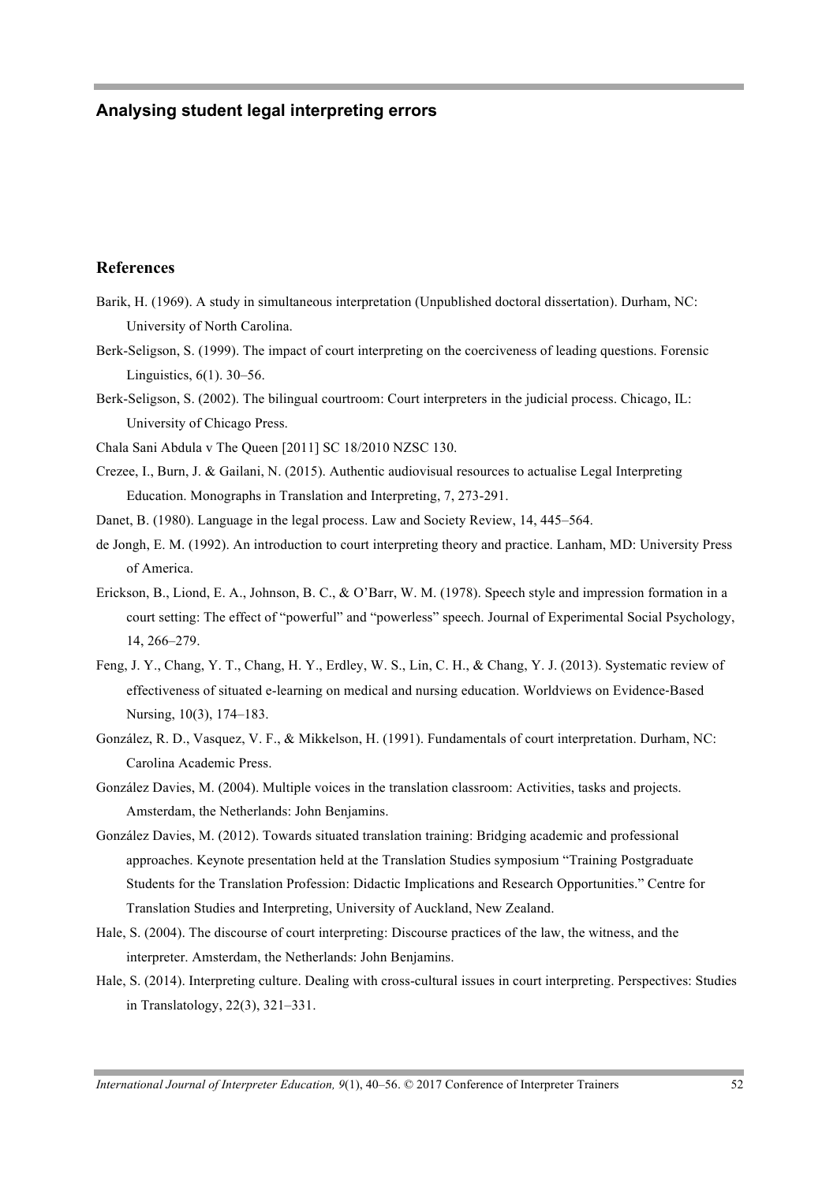## References

Barik, H. (1969). A study in simultaneous interpretation (Unpublished doctoral dissertation). Durham, NC: University of North Carolina.

Berk-Seligson, S. (1999). The impact of court interpreting on the coerciveness of leading questions. Forensic Linguistics, 6(1). 30–56.

Berk-Seligson, S. (2002). The bilingual courtroom: Court interpreters in the judicial process. Chicago, IL: University of Chicago Press.

Chala Sani Abdula v The Queen [2011] SC 18/2010 NZSC 130.

Crezee, I., Burn, J. & Gailani, N. (2015). Authentic audiovisual resources to actualise Legal Interpreting Education. Monographs in Translation and Interpreting, 7, 273-291.

Danet, B. (1980). Language in the legal process. Law and Society Review, 14, 445–564.

de Jongh, E. M. (1992). An introduction to court interpreting theory and practice. Lanham, MD: University Press of America.

Erickson, B., Liond, E. A., Johnson, B. C., & O'Barr, W. M. (1978). Speech style and impression formation in a court setting: The effect of "powerful" and "powerless" speech. Journal of Experimental Social Psychology, 14, 266–279.

Feng, J. Y., Chang, Y. T., Chang, H. Y., Erdley, W. S., Lin, C. H., & Chang, Y. J. (2013). Systematic review of effectiveness of situated e-learning on medical and nursing education. Worldviews on Evidence-Based Nursing, 10(3), 174–183.

González, R. D., Vasquez, V. F., & Mikkelson, H. (1991). Fundamentals of court interpretation. Durham, NC: Carolina Academic Press.

González Davies, M. (2004). Multiple voices in the translation classroom: Activities, tasks and projects. Amsterdam, the Netherlands: John Benjamins.

González Davies, M. (2012). Towards situated translation training: Bridging academic and professional approaches. Keynote presentation held at the Translation Studies symposium "Training Postgraduate Students for the Translation Profession: Didactic Implications and Research Opportunities." Centre for Translation Studies and Interpreting, University of Auckland, New Zealand.

Hale, S. (2004). The discourse of court interpreting: Discourse practices of the law, the witness, and the interpreter. Amsterdam, the Netherlands: John Benjamins.

Hale, S. (2014). Interpreting culture. Dealing with cross-cultural issues in court interpreting. Perspectives: Studies in Translatology, 22(3), 321–331.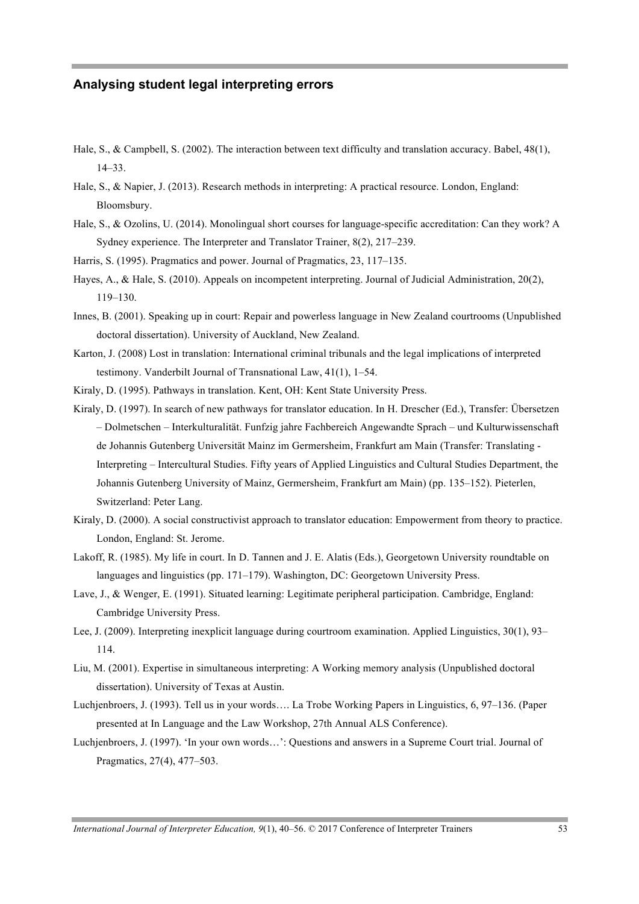Hale, S., & Campbell, S. (2002). The interaction between text difficulty and translation accuracy. Babel, 48(1), 14–33.

Hale, S., & Napier, J. (2013). Research methods in interpreting: A practical resource. London, England: Bloomsbury.

Hale, S., & Ozolins, U. (2014). Monolingual short courses for language-specific accreditation: Can they work? A Sydney experience. The Interpreter and Translator Trainer, 8(2), 217–239.

Harris, S. (1995). Pragmatics and power. Journal of Pragmatics, 23, 117–135.

Hayes, A., & Hale, S. (2010). Appeals on incompetent interpreting. Journal of Judicial Administration, 20(2), 119–130.

Innes, B. (2001). Speaking up in court: Repair and powerless language in New Zealand courtrooms (Unpublished doctoral dissertation). University of Auckland, New Zealand.

Karton, J. (2008) Lost in translation: International criminal tribunals and the legal implications of interpreted testimony. Vanderbilt Journal of Transnational Law, 41(1), 1–54.

Kiraly, D. (1995). Pathways in translation. Kent, OH: Kent State University Press.

Kiraly, D. (1997). In search of new pathways for translator education. In H. Drescher (Ed.), Transfer: Übersetzen – Dolmetschen – Interkulturalität. Funfzig jahre Fachbereich Angewandte Sprach – und Kulturwissenschaft de Johannis Gutenberg Universität Mainz im Germersheim, Frankfurt am Main (Transfer: Translating - Interpreting – Intercultural Studies. Fifty years of Applied Linguistics and Cultural Studies Department, the Johannis Gutenberg University of Mainz, Germersheim, Frankfurt am Main) (pp. 135–152). Pieterlen, Switzerland: Peter Lang.

Kiraly, D. (2000). A social constructivist approach to translator education: Empowerment from theory to practice. London, England: St. Jerome.

Lakoff, R. (1985). My life in court. In D. Tannen and J. E. Alatis (Eds.), Georgetown University roundtable on languages and linguistics (pp. 171–179). Washington, DC: Georgetown University Press.

Lave, J., & Wenger, E. (1991). Situated learning: Legitimate peripheral participation. Cambridge, England: Cambridge University Press.

Lee, J. (2009). Interpreting inexplicit language during courtroom examination. Applied Linguistics, 30(1), 93–114.

Liu, M. (2001). Expertise in simultaneous interpreting: A Working memory analysis (Unpublished doctoral dissertation). University of Texas at Austin.

Luchjenbroers, J. (1993). Tell us in your words…. La Trobe Working Papers in Linguistics, 6, 97–136. (Paper presented at In Language and the Law Workshop, 27th Annual ALS Conference).

Luchjenbroers, J. (1997). 'In your own words…': Questions and answers in a Supreme Court trial. Journal of Pragmatics, 27(4), 477–503.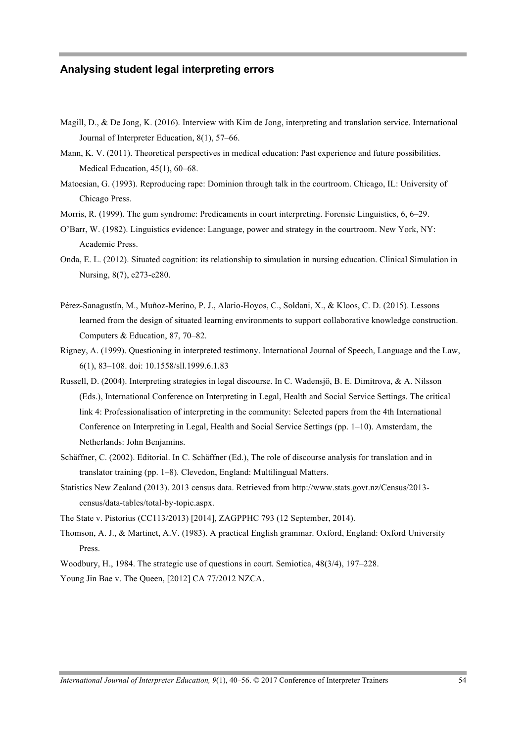Magill, D., & De Jong, K. (2016). Interview with Kim de Jong, interpreting and translation service. International Journal of Interpreter Education, 8(1), 57–66.

Mann, K. V. (2011). Theoretical perspectives in medical education: Past experience and future possibilities. Medical Education, 45(1), 60–68.

Matoesian, G. (1993). Reproducing rape: Dominion through talk in the courtroom. Chicago, IL: University of Chicago Press.

Morris, R. (1999). The gum syndrome: Predicaments in court interpreting. Forensic Linguistics, 6, 6–29.

O'Barr, W. (1982). Linguistics evidence: Language, power and strategy in the courtroom. New York, NY: Academic Press.

Onda, E. L. (2012). Situated cognition: its relationship to simulation in nursing education. Clinical Simulation in Nursing, 8(7), e273-e280.

Pérez-Sanagustín, M., Muñoz-Merino, P. J., Alario-Hoyos, C., Soldani, X., & Kloos, C. D. (2015). Lessons learned from the design of situated learning environments to support collaborative knowledge construction. Computers & Education, 87, 70–82.

Rigney, A. (1999). Questioning in interpreted testimony. International Journal of Speech, Language and the Law, 6(1), 83–108. doi: 10.1558/sll.1999.6.1.83

Russell, D. (2004). Interpreting strategies in legal discourse. In C. Wadensjö, B. E. Dimitrova, & A. Nilsson (Eds.), International Conference on Interpreting in Legal, Health and Social Service Settings. The critical link 4: Professionalisation of interpreting in the community: Selected papers from the 4th International Conference on Interpreting in Legal, Health and Social Service Settings (pp. 1–10). Amsterdam, the Netherlands: John Benjamins.

Schäffner, C. (2002). Editorial. In C. Schäffner (Ed.), The role of discourse analysis for translation and in translator training (pp. 1–8). Clevedon, England: Multilingual Matters.

Statistics New Zealand (2013). 2013 census data. Retrieved from http://www.stats.govt.nz/Census/2013-census/data-tables/total-by-topic.aspx.

The State v. Pistorius (CC113/2013) [2014], ZAGPPHC 793 (12 September, 2014).

Thomson, A. J., & Martinet, A.V. (1983). A practical English grammar. Oxford, England: Oxford University Press.

Woodbury, H., 1984. The strategic use of questions in court. Semiotica, 48(3/4), 197–228.

Young Jin Bae v. The Queen, [2012] CA 77/2012 NZCA.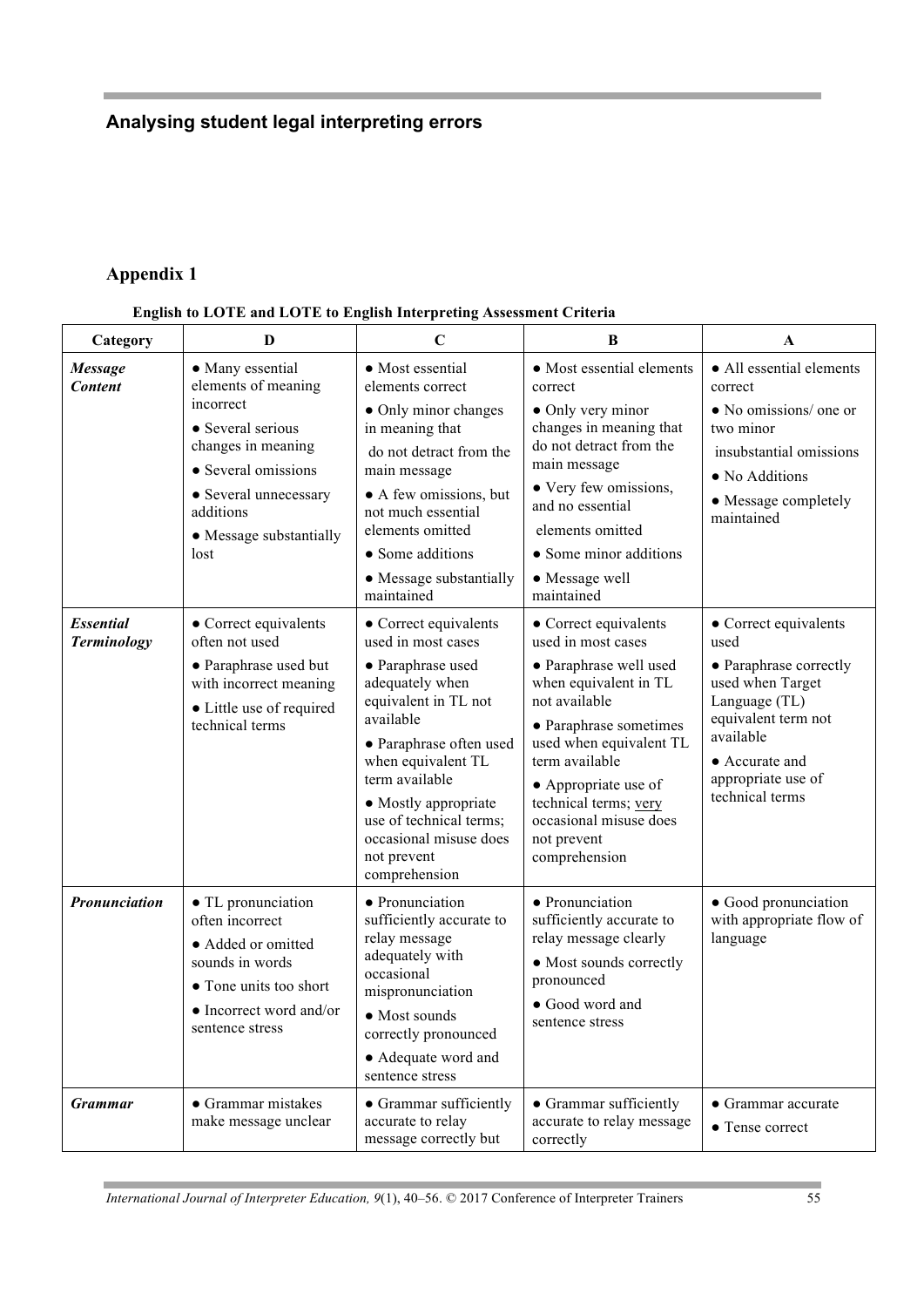## Appendix 1

**English to LOTE and LOTE to English Interpreting Assessment Criteria**

| Category | D | C | B | A |
|---|---|---|---|---|
| ***Message Content*** | • Many essential elements of meaning incorrect<br>• Several serious changes in meaning<br>• Several omissions<br>• Several unnecessary additions<br>• Message substantially lost | • Most essential elements correct<br>• Only minor changes in meaning that do not detract from the main message<br>• A few omissions, but not much essential elements omitted<br>• Some additions<br>• Message substantially maintained | • Most essential elements correct<br>• Only very minor changes in meaning that do not detract from the main message<br>• Very few omissions, and no essential elements omitted<br>• Some minor additions<br>• Message well maintained | • All essential elements correct<br>• No omissions/ one or two minor insubstantial omissions<br>• No Additions<br>• Message completely maintained |
| ***Essential Terminology*** | • Correct equivalents often not used<br>• Paraphrase used but with incorrect meaning<br>• Little use of required technical terms | • Correct equivalents used in most cases<br>• Paraphrase used adequately when equivalent in TL not available<br>• Paraphrase often used when equivalent TL term available<br>• Mostly appropriate use of technical terms; occasional misuse does not prevent comprehension | • Correct equivalents used in most cases<br>• Paraphrase well used when equivalent in TL not available<br>• Paraphrase sometimes used when equivalent TL term available<br>• Appropriate use of technical terms; <u>very</u> occasional misuse does not prevent comprehension | • Correct equivalents used<br>• Paraphrase correctly used when Target Language (TL) equivalent term not available<br>• Accurate and appropriate use of technical terms |
| ***Pronunciation*** | • TL pronunciation often incorrect<br>• Added or omitted sounds in words<br>• Tone units too short<br>• Incorrect word and/or sentence stress | • Pronunciation sufficiently accurate to relay message adequately with occasional mispronunciation<br>• Most sounds correctly pronounced<br>• Adequate word and sentence stress | • Pronunciation sufficiently accurate to relay message clearly<br>• Most sounds correctly pronounced<br>• Good word and sentence stress | • Good pronunciation with appropriate flow of language |
| ***Grammar*** | • Grammar mistakes make message unclear | • Grammar sufficiently accurate to relay message correctly but | • Grammar sufficiently accurate to relay message correctly | • Grammar accurate<br>• Tense correct |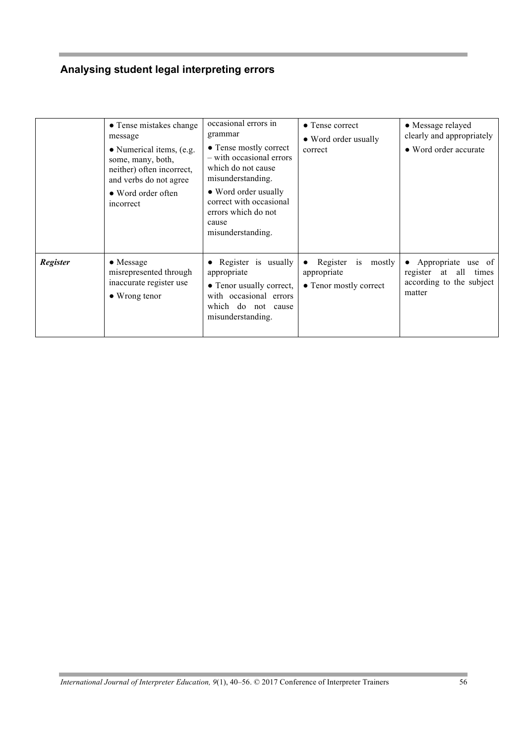| | | | | |
|---|---|---|---|---|
| | ● Tense mistakes change message<br>● Numerical items, (e.g. some, many, both, neither) often incorrect, and verbs do not agree<br>● Word order often incorrect | occasional errors in grammar<br>● Tense mostly correct – with occasional errors which do not cause misunderstanding.<br>● Word order usually correct with occasional errors which do not cause misunderstanding. | ● Tense correct<br>● Word order usually correct | ● Message relayed clearly and appropriately<br>● Word order accurate |
| ***Register*** | ● Message misrepresented through inaccurate register use<br>● Wrong tenor | ● Register is usually appropriate<br>● Tenor usually correct, with occasional errors which do not cause misunderstanding. | ● Register is mostly appropriate<br>● Tenor mostly correct | ● Appropriate use of register at all times according to the subject matter |